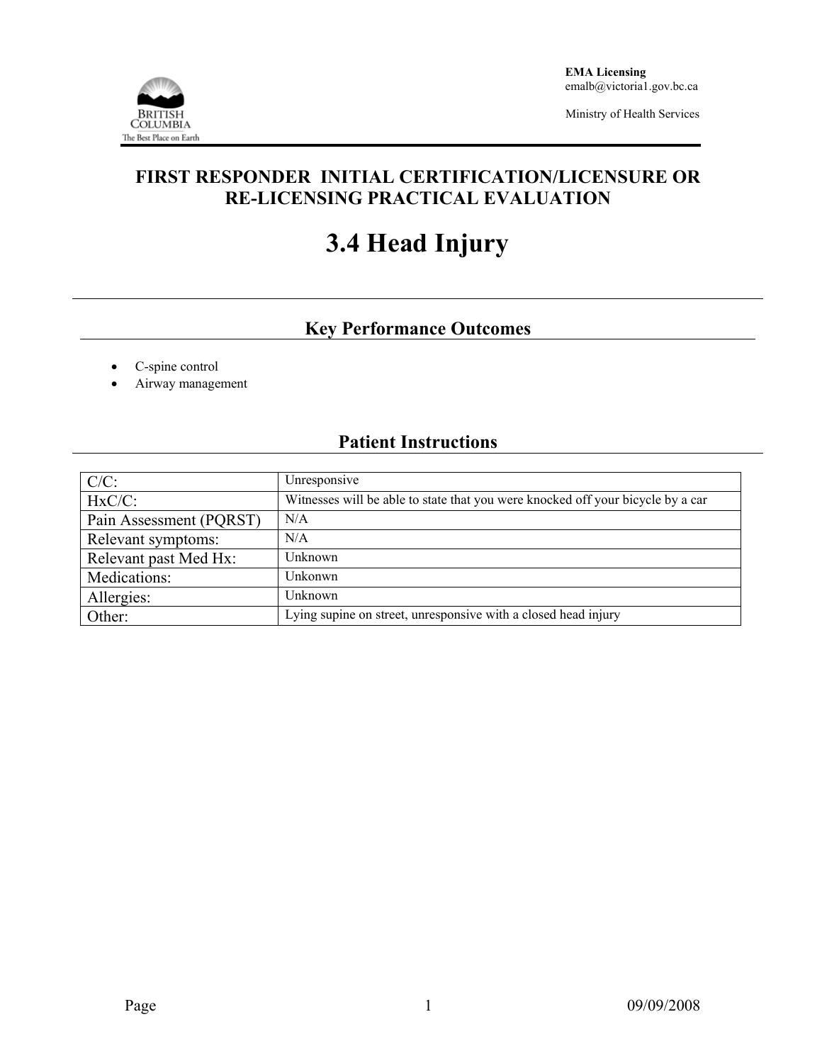EMA Licensing
emalb@victoria1.gov.bc.ca

Ministry of Health Services

# FIRST RESPONDER INITIAL CERTIFICATION/LICENSURE OR RE-LICENSING PRACTICAL EVALUATION

# 3.4 Head Injury

## Key Performance Outcomes

- C-spine control
- Airway management

## Patient Instructions

| | |
|---|---|
| C/C: | Unresponsive |
| HxC/C: | Witnesses will be able to state that you were knocked off your bicycle by a car |
| Pain Assessment (PQRST) | N/A |
| Relevant symptoms: | N/A |
| Relevant past Med Hx: | Unknown |
| Medications: | Unkonwn |
| Allergies: | Unknown |
| Other: | Lying supine on street, unresponsive with a closed head injury |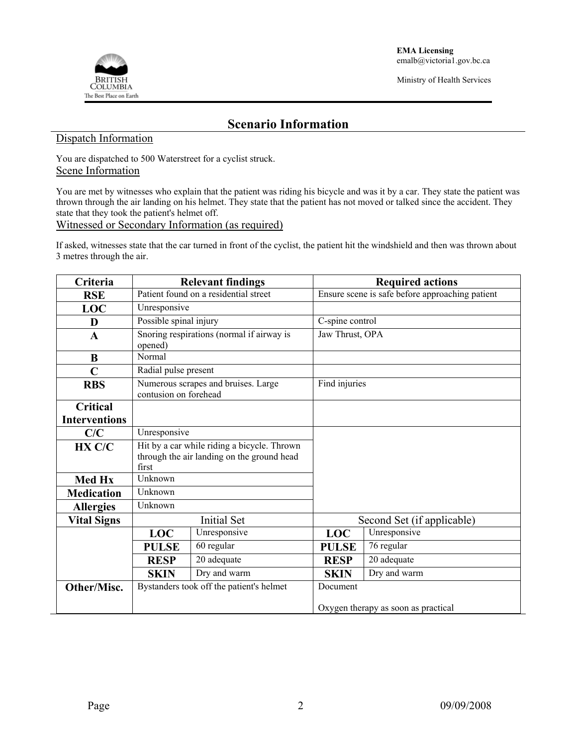EMA Licensing
emalb@victoria1.gov.bc.ca

Ministry of Health Services

# Scenario Information

## Dispatch Information

You are dispatched to 500 Waterstreet for a cyclist struck.

## Scene Information

You are met by witnesses who explain that the patient was riding his bicycle and was it by a car. They state the patient was thrown through the air landing on his helmet. They state that the patient has not moved or talked since the accident. They state that they took the patient's helmet off.

## Witnessed or Secondary Information (as required)

If asked, witnesses state that the car turned in front of the cyclist, the patient hit the windshield and then was thrown about 3 metres through the air.

| Criteria | Relevant findings | | Required actions | |
|---|---|---|---|---|
| RSE | Patient found on a residential street | | Ensure scene is safe before approaching patient | |
| LOC | Unresponsive | | | |
| D | Possible spinal injury | | C-spine control | |
| A | Snoring respirations (normal if airway is opened) | | Jaw Thrust, OPA | |
| B | Normal | | | |
| C | Radial pulse present | | | |
| RBS | Numerous scrapes and bruises. Large contusion on forehead | | Find injuries | |
| Critical Interventions | | | | |
| C/C | Unresponsive | | | |
| HX C/C | Hit by a car while riding a bicycle. Thrown through the air landing on the ground head first | | | |
| Med Hx | Unknown | | | |
| Medication | Unknown | | | |
| Allergies | Unknown | | | |
| Vital Signs | Initial Set | | Second Set (if applicable) | |
| | LOC | Unresponsive | LOC | Unresponsive |
| | PULSE | 60 regular | PULSE | 76 regular |
| | RESP | 20 adequate | RESP | 20 adequate |
| | SKIN | Dry and warm | SKIN | Dry and warm |
| Other/Misc. | Bystanders took off the patient's helmet | | Document<br><br>Oxygen therapy as soon as practical | |